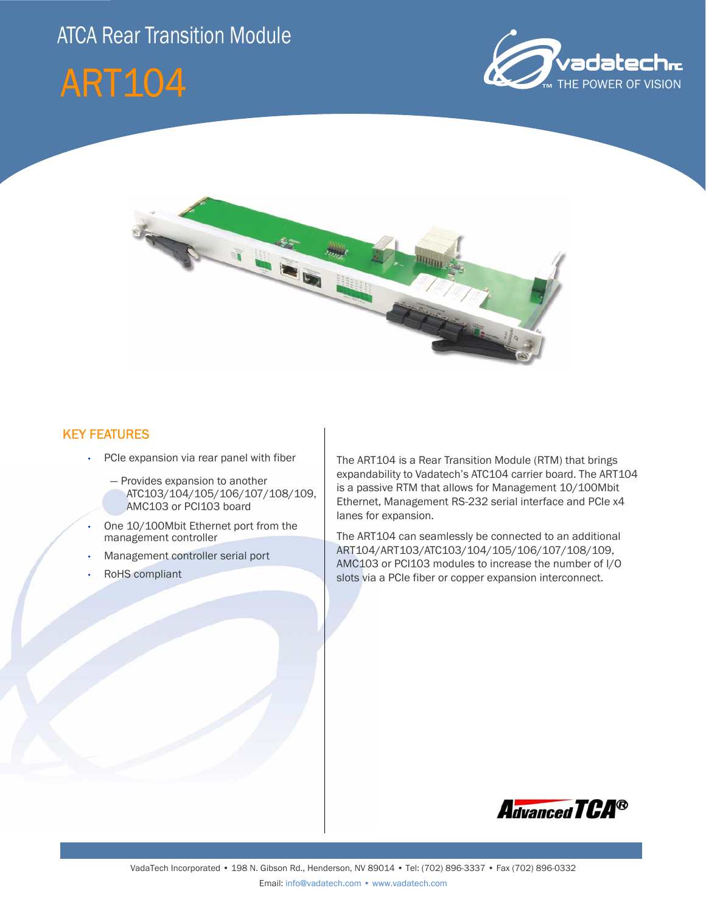# ATCA Rear Transition Module

# ART104

vadatech Inc THE POWER OF VISION

## KEY FEATURES

- PCIe expansion via rear panel with fiber
  - Provides expansion to another ATC103/104/105/106/107/108/109, AMC103 or PCI103 board
- One 10/100Mbit Ethernet port from the management controller
- Management controller serial port
- RoHS compliant

The ART104 is a Rear Transition Module (RTM) that brings expandability to Vadatech's ATC104 carrier board. The ART104 is a passive RTM that allows for Management 10/100Mbit Ethernet, Management RS-232 serial interface and PCIe x4 lanes for expansion.

The ART104 can seamlessly be connected to an additional ART104/ART103/ATC103/104/105/106/107/108/109, AMC103 or PCI103 modules to increase the number of I/O slots via a PCIe fiber or copper expansion interconnect.

AdvancedTCA®

VadaTech Incorporated • 198 N. Gibson Rd., Henderson, NV 89014 • Tel: (702) 896-3337 • Fax (702) 896-0332

Email: info@vadatech.com • www.vadatech.com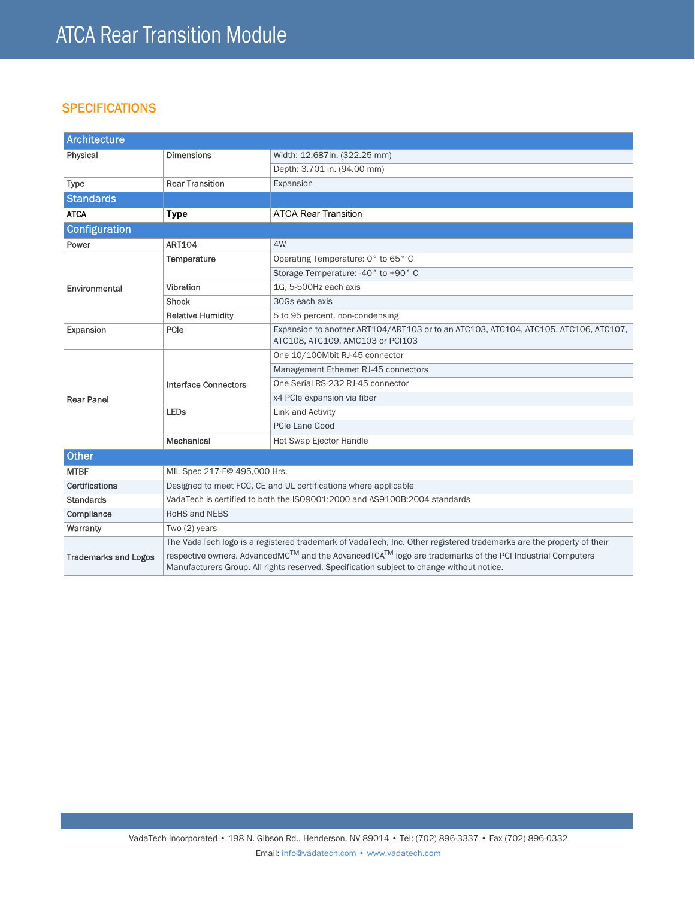# ATCA Rear Transition Module

## SPECIFICATIONS

| Architecture | | |
|---|---|---|
| Physical | Dimensions | Width: 12.687in. (322.25 mm) |
| | | Depth: 3.701 in. (94.00 mm) |
| Type | Rear Transition | Expansion |
| **Standards** | | |
| ATCA | **Type** | ATCA Rear Transition |
| **Configuration** | | |
| Power | ART104 | 4W |
| Environmental | Temperature | Operating Temperature: 0° to 65° C |
| | | Storage Temperature: -40° to +90° C |
| | Vibration | 1G, 5-500Hz each axis |
| | Shock | 30Gs each axis |
| | Relative Humidity | 5 to 95 percent, non-condensing |
| Expansion | PCIe | Expansion to another ART104/ART103 or to an ATC103, ATC104, ATC105, ATC106, ATC107, ATC108, ATC109, AMC103 or PCI103 |
| Rear Panel | Interface Connectors | One 10/100Mbit RJ-45 connector |
| | | Management Ethernet RJ-45 connectors |
| | | One Serial RS-232 RJ-45 connector |
| | | x4 PCIe expansion via fiber |
| | LEDs | Link and Activity |
| | | PCIe Lane Good |
| | Mechanical | Hot Swap Ejector Handle |
| **Other** | | |
| MTBF | MIL Spec 217-F@ 495,000 Hrs. | |
| Certifications | Designed to meet FCC, CE and UL certifications where applicable | |
| Standards | VadaTech is certified to both the ISO9001:2000 and AS9100B:2004 standards | |
| Compliance | RoHS and NEBS | |
| Warranty | Two (2) years | |
| Trademarks and Logos | The VadaTech logo is a registered trademark of VadaTech, Inc. Other registered trademarks are the property of their respective owners. AdvancedMC™ and the AdvancedTCA™ logo are trademarks of the PCI Industrial Computers Manufacturers Group. All rights reserved. Specification subject to change without notice. | |

VadaTech Incorporated • 198 N. Gibson Rd., Henderson, NV 89014 • Tel: (702) 896-3337 • Fax (702) 896-0332

Email: info@vadatech.com • www.vadatech.com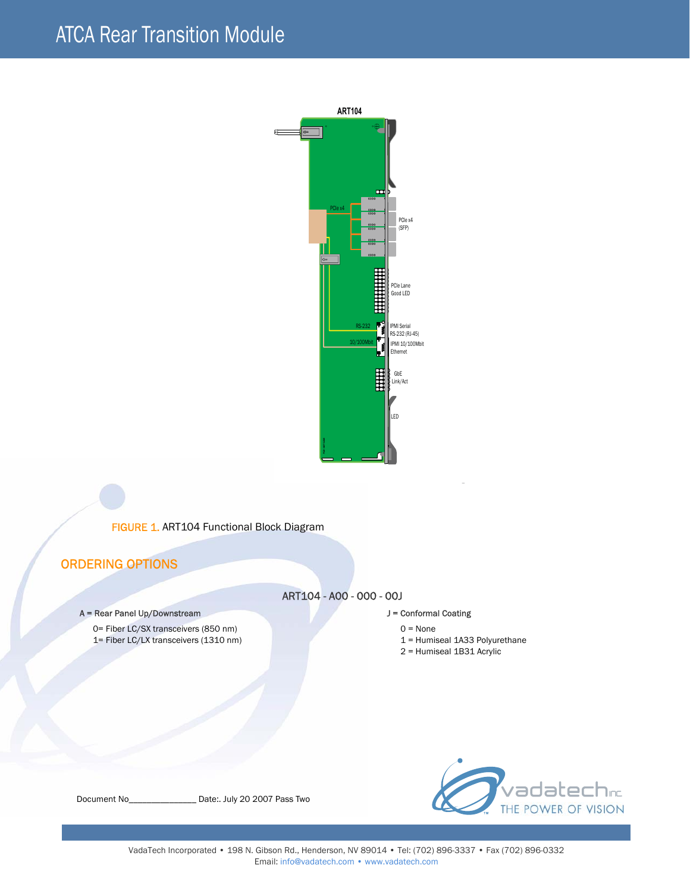# ATCA Rear Transition Module

ART104

PCIe x4

PCIe x4 (SFP)

PCIe Lane Good LED

RS-232

IPMI Serial RS-232 (RJ-45)

10/100Mbit

IPMI 10/100Mbit Ethernet

GbE Link/Act

LED

FIGURE 1. ART104 Functional Block Diagram

## ORDERING OPTIONS

ART104 - A00 - 000 - 00J

A = Rear Panel Up/Downstream

- 0= Fiber LC/SX transceivers (850 nm)
- 1= Fiber LC/LX transceivers (1310 nm)

J = Conformal Coating

- 0 = None
- 1 = Humiseal 1A33 Polyurethane
- 2 = Humiseal 1B31 Acrylic

Document No_______________ Date:. July 20 2007 Pass Two

vadatech inc THE POWER OF VISION

VadaTech Incorporated • 198 N. Gibson Rd., Henderson, NV 89014 • Tel: (702) 896-3337 • Fax (702) 896-0332
Email: info@vadatech.com • www.vadatech.com